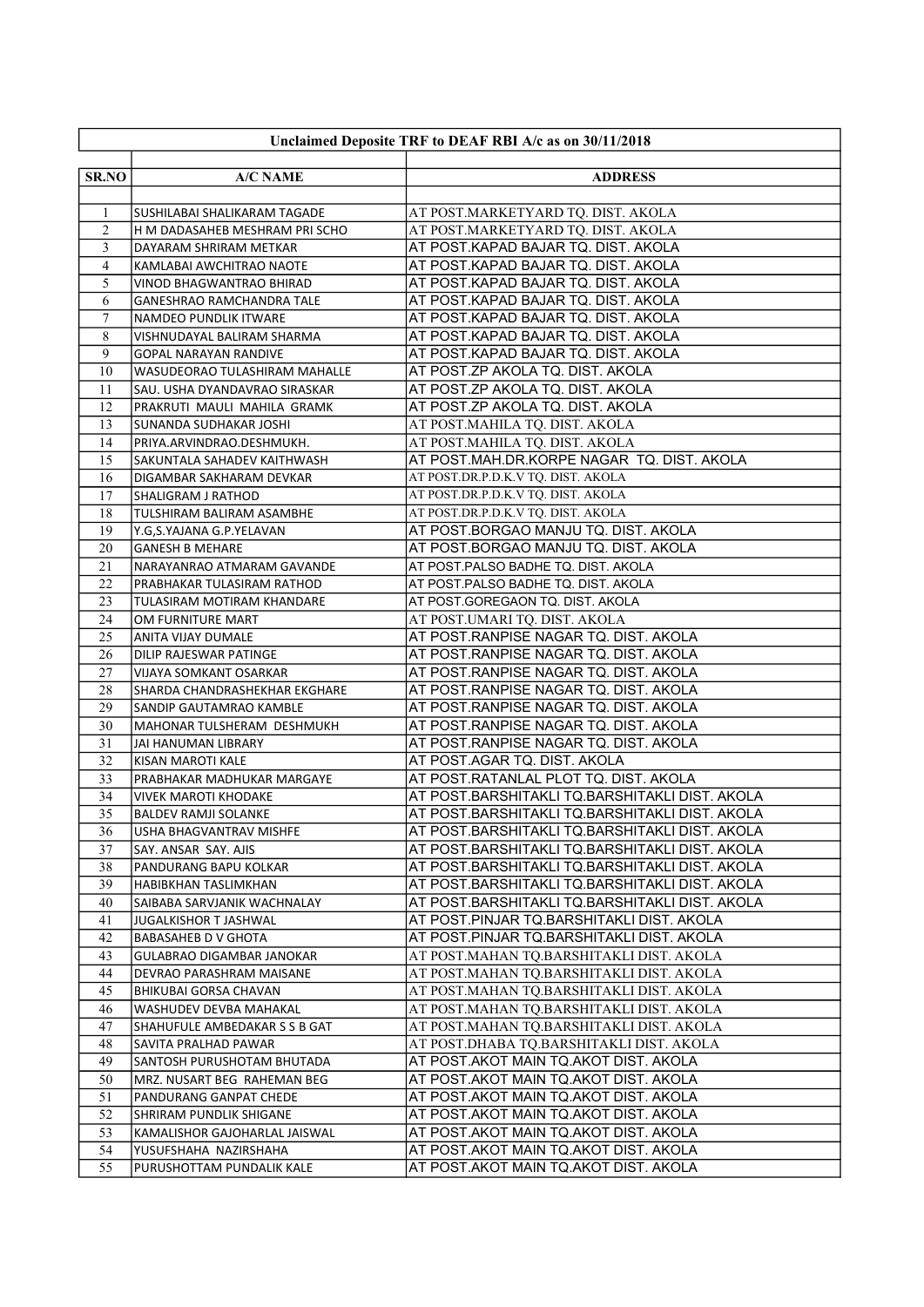**Unclaimed Deposite TRF to DEAF RBI A/c as on 30/11/2018**

| SR.NO | A/C NAME | ADDRESS |
|---|---|---|
| 1 | SUSHILABAI SHALIKARAM TAGADE | AT POST.MARKETYARD TQ. DIST. AKOLA |
| 2 | H M DADASAHEB MESHRAM PRI SCHO | AT POST.MARKETYARD TQ. DIST. AKOLA |
| 3 | DAYARAM SHRIRAM METKAR | AT POST.KAPAD BAJAR TQ. DIST. AKOLA |
| 4 | KAMLABAI AWCHITRAO NAOTE | AT POST.KAPAD BAJAR TQ. DIST. AKOLA |
| 5 | VINOD BHAGWANTRAO BHIRAD | AT POST.KAPAD BAJAR TQ. DIST. AKOLA |
| 6 | GANESHRAO RAMCHANDRA TALE | AT POST.KAPAD BAJAR TQ. DIST. AKOLA |
| 7 | NAMDEO PUNDLIK ITWARE | AT POST.KAPAD BAJAR TQ. DIST. AKOLA |
| 8 | VISHNUDAYAL BALIRAM SHARMA | AT POST.KAPAD BAJAR TQ. DIST. AKOLA |
| 9 | GOPAL NARAYAN RANDIVE | AT POST.KAPAD BAJAR TQ. DIST. AKOLA |
| 10 | WASUDEORAO TULASHIRAM MAHALLE | AT POST.ZP AKOLA TQ. DIST. AKOLA |
| 11 | SAU. USHA DYANDAVRAO SIRASKAR | AT POST.ZP AKOLA TQ. DIST. AKOLA |
| 12 | PRAKRUTI MAULI MAHILA GRAMK | AT POST.ZP AKOLA TQ. DIST. AKOLA |
| 13 | SUNANDA SUDHAKAR JOSHI | AT POST.MAHILA TQ. DIST. AKOLA |
| 14 | PRIYA.ARVINDRAO.DESHMUKH. | AT POST.MAHILA TQ. DIST. AKOLA |
| 15 | SAKUNTALA SAHADEV KAITHWASH | AT POST.MAH.DR.KORPE NAGAR TQ. DIST. AKOLA |
| 16 | DIGAMBAR SAKHARAM DEVKAR | AT POST.DR.P.D.K.V TQ. DIST. AKOLA |
| 17 | SHALIGRAM J RATHOD | AT POST.DR.P.D.K.V TQ. DIST. AKOLA |
| 18 | TULSHIRAM BALIRAM ASAMBHE | AT POST.DR.P.D.K.V TQ. DIST. AKOLA |
| 19 | Y.G,S.YAJANA G.P.YELAVAN | AT POST.BORGAO MANJU TQ. DIST. AKOLA |
| 20 | GANESH B MEHARE | AT POST.BORGAO MANJU TQ. DIST. AKOLA |
| 21 | NARAYANRAO ATMARAM GAVANDE | AT POST.PALSO BADHE TQ. DIST. AKOLA |
| 22 | PRABHAKAR TULASIRAM RATHOD | AT POST.PALSO BADHE TQ. DIST. AKOLA |
| 23 | TULASIRAM MOTIRAM KHANDARE | AT POST.GOREGAON TQ. DIST. AKOLA |
| 24 | OM FURNITURE MART | AT POST.UMARI TQ. DIST. AKOLA |
| 25 | ANITA VIJAY DUMALE | AT POST.RANPISE NAGAR TQ. DIST. AKOLA |
| 26 | DILIP RAJESWAR PATINGE | AT POST.RANPISE NAGAR TQ. DIST. AKOLA |
| 27 | VIJAYA SOMKANT OSARKAR | AT POST.RANPISE NAGAR TQ. DIST. AKOLA |
| 28 | SHARDA CHANDRASHEKHAR EKGHARE | AT POST.RANPISE NAGAR TQ. DIST. AKOLA |
| 29 | SANDIP GAUTAMRAO KAMBLE | AT POST.RANPISE NAGAR TQ. DIST. AKOLA |
| 30 | MAHONAR TULSHERAM DESHMUKH | AT POST.RANPISE NAGAR TQ. DIST. AKOLA |
| 31 | JAI HANUMAN LIBRARY | AT POST.RANPISE NAGAR TQ. DIST. AKOLA |
| 32 | KISAN MAROTI KALE | AT POST.AGAR TQ. DIST. AKOLA |
| 33 | PRABHAKAR MADHUKAR MARGAYE | AT POST.RATANLAL PLOT TQ. DIST. AKOLA |
| 34 | VIVEK MAROTI KHODAKE | AT POST.BARSHITAKLI TQ.BARSHITAKLI DIST. AKOLA |
| 35 | BALDEV RAMJI SOLANKE | AT POST.BARSHITAKLI TQ.BARSHITAKLI DIST. AKOLA |
| 36 | USHA BHAGVANTRAV MISHFE | AT POST.BARSHITAKLI TQ.BARSHITAKLI DIST. AKOLA |
| 37 | SAY. ANSAR SAY. AJIS | AT POST.BARSHITAKLI TQ.BARSHITAKLI DIST. AKOLA |
| 38 | PANDURANG BAPU KOLKAR | AT POST.BARSHITAKLI TQ.BARSHITAKLI DIST. AKOLA |
| 39 | HABIBKHAN TASLIMKHAN | AT POST.BARSHITAKLI TQ.BARSHITAKLI DIST. AKOLA |
| 40 | SAIBABA SARVJANIK WACHNALAY | AT POST.BARSHITAKLI TQ.BARSHITAKLI DIST. AKOLA |
| 41 | JUGALKISHOR T JASHWAL | AT POST.PINJAR TQ.BARSHITAKLI DIST. AKOLA |
| 42 | BABASAHEB D V GHOTA | AT POST.PINJAR TQ.BARSHITAKLI DIST. AKOLA |
| 43 | GULABRAO DIGAMBAR JANOKAR | AT POST.MAHAN TQ.BARSHITAKLI DIST. AKOLA |
| 44 | DEVRAO PARASHRAM MAISANE | AT POST.MAHAN TQ.BARSHITAKLI DIST. AKOLA |
| 45 | BHIKUBAI GORSA CHAVAN | AT POST.MAHAN TQ.BARSHITAKLI DIST. AKOLA |
| 46 | WASHUDEV DEVBA MAHAKAL | AT POST.MAHAN TQ.BARSHITAKLI DIST. AKOLA |
| 47 | SHAHUFULE AMBEDAKAR S S B GAT | AT POST.MAHAN TQ.BARSHITAKLI DIST. AKOLA |
| 48 | SAVITA PRALHAD PAWAR | AT POST.DHABA TQ.BARSHITAKLI DIST. AKOLA |
| 49 | SANTOSH PURUSHOTAM BHUTADA | AT POST.AKOT MAIN TQ.AKOT DIST. AKOLA |
| 50 | MRZ. NUSART BEG RAHEMAN BEG | AT POST.AKOT MAIN TQ.AKOT DIST. AKOLA |
| 51 | PANDURANG GANPAT CHEDE | AT POST.AKOT MAIN TQ.AKOT DIST. AKOLA |
| 52 | SHRIRAM PUNDLIK SHIGANE | AT POST.AKOT MAIN TQ.AKOT DIST. AKOLA |
| 53 | KAMALISHOR GAJOHARLAL JAISWAL | AT POST.AKOT MAIN TQ.AKOT DIST. AKOLA |
| 54 | YUSUFSHAHA NAZIRSHAHA | AT POST.AKOT MAIN TQ.AKOT DIST. AKOLA |
| 55 | PURUSHOTTAM PUNDALIK KALE | AT POST.AKOT MAIN TQ.AKOT DIST. AKOLA |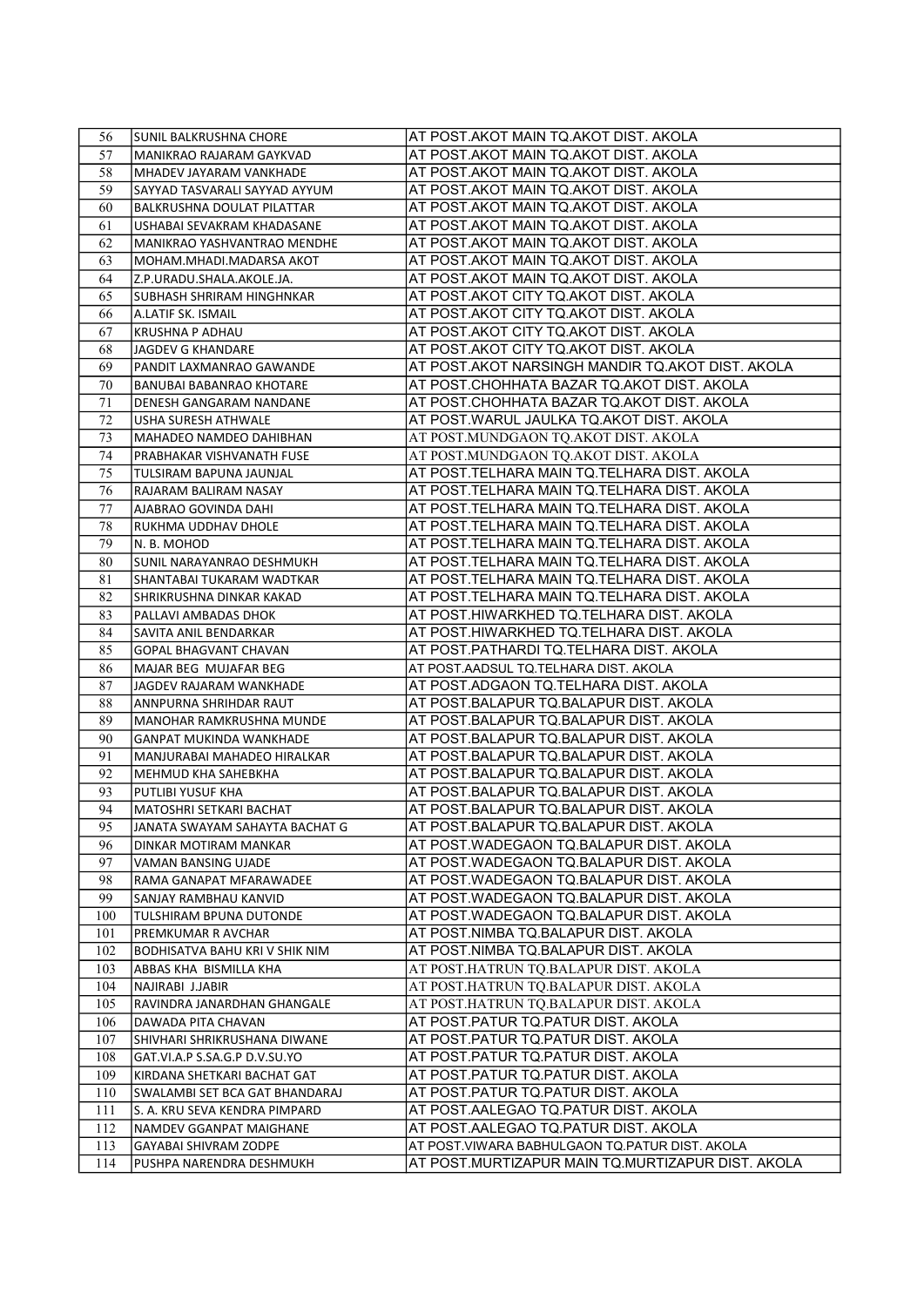| 56 | SUNIL BALKRUSHNA CHORE | AT POST.AKOT MAIN TQ.AKOT DIST. AKOLA |
|---|---|---|
| 57 | MANIKRAO RAJARAM GAYKVAD | AT POST.AKOT MAIN TQ.AKOT DIST. AKOLA |
| 58 | MHADEV JAYARAM VANKHADE | AT POST.AKOT MAIN TQ.AKOT DIST. AKOLA |
| 59 | SAYYAD TASVARALI SAYYAD AYYUM | AT POST.AKOT MAIN TQ.AKOT DIST. AKOLA |
| 60 | BALKRUSHNA DOULAT PILATTAR | AT POST.AKOT MAIN TQ.AKOT DIST. AKOLA |
| 61 | USHABAI SEVAKRAM KHADASANE | AT POST.AKOT MAIN TQ.AKOT DIST. AKOLA |
| 62 | MANIKRAO YASHVANTRAO MENDHE | AT POST.AKOT MAIN TQ.AKOT DIST. AKOLA |
| 63 | MOHAM.MHADI.MADARSA AKOT | AT POST.AKOT MAIN TQ.AKOT DIST. AKOLA |
| 64 | Z.P.URADU.SHALA.AKOLE.JA. | AT POST.AKOT MAIN TQ.AKOT DIST. AKOLA |
| 65 | SUBHASH SHRIRAM HINGHNKAR | AT POST.AKOT CITY TQ.AKOT DIST. AKOLA |
| 66 | A.LATIF SK. ISMAIL | AT POST.AKOT CITY TQ.AKOT DIST. AKOLA |
| 67 | KRUSHNA P ADHAU | AT POST.AKOT CITY TQ.AKOT DIST. AKOLA |
| 68 | JAGDEV G KHANDARE | AT POST.AKOT CITY TQ.AKOT DIST. AKOLA |
| 69 | PANDIT LAXMANRAO GAWANDE | AT POST.AKOT NARSINGH MANDIR TQ.AKOT DIST. AKOLA |
| 70 | BANUBAI BABANRAO KHOTARE | AT POST.CHOHHATA BAZAR TQ.AKOT DIST. AKOLA |
| 71 | DENESH GANGARAM NANDANE | AT POST.CHOHHATA BAZAR TQ.AKOT DIST. AKOLA |
| 72 | USHA SURESH ATHWALE | AT POST.WARUL JAULKA TQ.AKOT DIST. AKOLA |
| 73 | MAHADEO NAMDEO DAHIBHAN | AT POST.MUNDGAON TQ.AKOT DIST. AKOLA |
| 74 | PRABHAKAR VISHVANATH FUSE | AT POST.MUNDGAON TQ.AKOT DIST. AKOLA |
| 75 | TULSIRAM BAPUNA JAUNJAL | AT POST.TELHARA MAIN TQ.TELHARA DIST. AKOLA |
| 76 | RAJARAM BALIRAM NASAY | AT POST.TELHARA MAIN TQ.TELHARA DIST. AKOLA |
| 77 | AJABRAO GOVINDA DAHI | AT POST.TELHARA MAIN TQ.TELHARA DIST. AKOLA |
| 78 | RUKHMA UDDHAV DHOLE | AT POST.TELHARA MAIN TQ.TELHARA DIST. AKOLA |
| 79 | N. B. MOHOD | AT POST.TELHARA MAIN TQ.TELHARA DIST. AKOLA |
| 80 | SUNIL NARAYANRAO DESHMUKH | AT POST.TELHARA MAIN TQ.TELHARA DIST. AKOLA |
| 81 | SHANTABAI TUKARAM WADTKAR | AT POST.TELHARA MAIN TQ.TELHARA DIST. AKOLA |
| 82 | SHRIKRUSHNA DINKAR KAKAD | AT POST.TELHARA MAIN TQ.TELHARA DIST. AKOLA |
| 83 | PALLAVI AMBADAS DHOK | AT POST.HIWARKHED TQ.TELHARA DIST. AKOLA |
| 84 | SAVITA ANIL BENDARKAR | AT POST.HIWARKHED TQ.TELHARA DIST. AKOLA |
| 85 | GOPAL BHAGVANT CHAVAN | AT POST.PATHARDI TQ.TELHARA DIST. AKOLA |
| 86 | MAJAR BEG MUJAFAR BEG | AT POST.AADSUL TQ.TELHARA DIST. AKOLA |
| 87 | JAGDEV RAJARAM WANKHADE | AT POST.ADGAON TQ.TELHARA DIST. AKOLA |
| 88 | ANNPURNA SHRIHDAR RAUT | AT POST.BALAPUR TQ.BALAPUR DIST. AKOLA |
| 89 | MANOHAR RAMKRUSHNA MUNDE | AT POST.BALAPUR TQ.BALAPUR DIST. AKOLA |
| 90 | GANPAT MUKINDA WANKHADE | AT POST.BALAPUR TQ.BALAPUR DIST. AKOLA |
| 91 | MANJURABAI MAHADEO HIRALKAR | AT POST.BALAPUR TQ.BALAPUR DIST. AKOLA |
| 92 | MEHMUD KHA SAHEBKHA | AT POST.BALAPUR TQ.BALAPUR DIST. AKOLA |
| 93 | PUTLIBI YUSUF KHA | AT POST.BALAPUR TQ.BALAPUR DIST. AKOLA |
| 94 | MATOSHRI SETKARI BACHAT | AT POST.BALAPUR TQ.BALAPUR DIST. AKOLA |
| 95 | JANATA SWAYAM SAHAYTA BACHAT G | AT POST.BALAPUR TQ.BALAPUR DIST. AKOLA |
| 96 | DINKAR MOTIRAM MANKAR | AT POST.WADEGAON TQ.BALAPUR DIST. AKOLA |
| 97 | VAMAN BANSING UJADE | AT POST.WADEGAON TQ.BALAPUR DIST. AKOLA |
| 98 | RAMA GANAPAT MFARAWADEE | AT POST.WADEGAON TQ.BALAPUR DIST. AKOLA |
| 99 | SANJAY RAMBHAU KANVID | AT POST.WADEGAON TQ.BALAPUR DIST. AKOLA |
| 100 | TULSHIRAM BPUNA DUTONDE | AT POST.WADEGAON TQ.BALAPUR DIST. AKOLA |
| 101 | PREMKUMAR R AVCHAR | AT POST.NIMBA TQ.BALAPUR DIST. AKOLA |
| 102 | BODHISATVA BAHU KRI V SHIK NIM | AT POST.NIMBA TQ.BALAPUR DIST. AKOLA |
| 103 | ABBAS KHA BISMILLA KHA | AT POST.HATRUN TQ.BALAPUR DIST. AKOLA |
| 104 | NAJIRABI J.JABIR | AT POST.HATRUN TQ.BALAPUR DIST. AKOLA |
| 105 | RAVINDRA JANARDHAN GHANGALE | AT POST.HATRUN TQ.BALAPUR DIST. AKOLA |
| 106 | DAWADA PITA CHAVAN | AT POST.PATUR TQ.PATUR DIST. AKOLA |
| 107 | SHIVHARI SHRIKRUSHANA DIWANE | AT POST.PATUR TQ.PATUR DIST. AKOLA |
| 108 | GAT.VI.A.P S.SA.G.P D.V.SU.YO | AT POST.PATUR TQ.PATUR DIST. AKOLA |
| 109 | KIRDANA SHETKARI BACHAT GAT | AT POST.PATUR TQ.PATUR DIST. AKOLA |
| 110 | SWALAMBI SET BCA GAT BHANDARAJ | AT POST.PATUR TQ.PATUR DIST. AKOLA |
| 111 | S. A. KRU SEVA KENDRA PIMPARD | AT POST.AALEGAO TQ.PATUR DIST. AKOLA |
| 112 | NAMDEV GGANPAT MAIGHANE | AT POST.AALEGAO TQ.PATUR DIST. AKOLA |
| 113 | GAYABAI SHIVRAM ZODPE | AT POST.VIWARA BABHULGAON TQ.PATUR DIST. AKOLA |
| 114 | PUSHPA NARENDRA DESHMUKH | AT POST.MURTIZAPUR MAIN TQ.MURTIZAPUR DIST. AKOLA |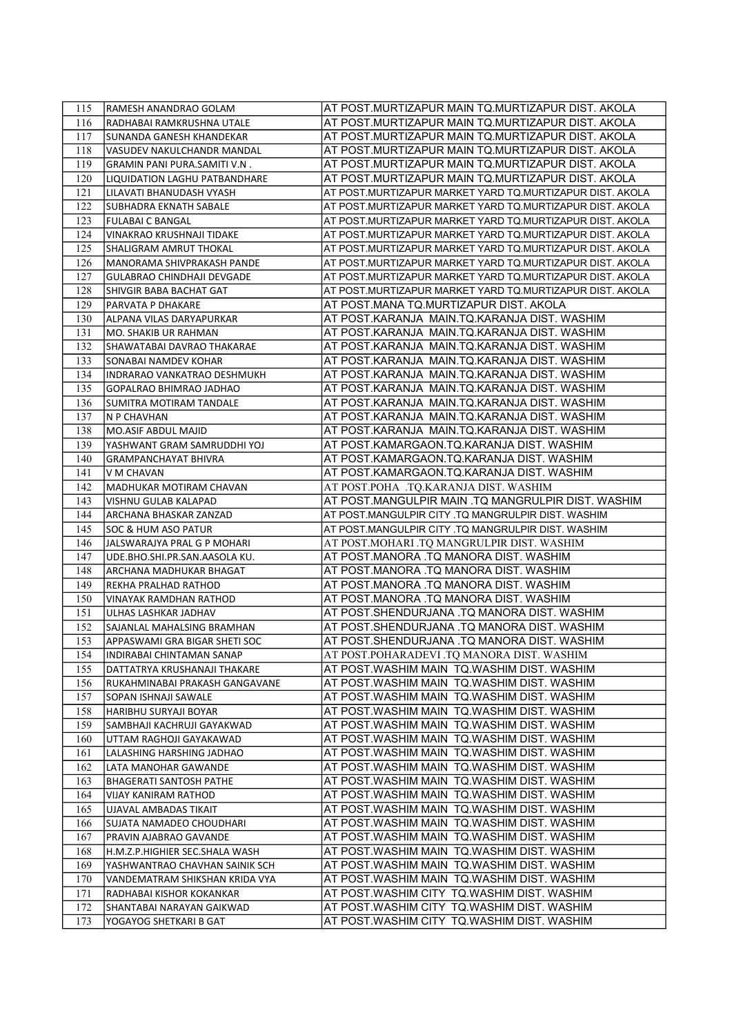| | | |
|---|---|---|
| 115 | RAMESH ANANDRAO GOLAM | AT POST.MURTIZAPUR MAIN TQ.MURTIZAPUR DIST. AKOLA |
| 116 | RADHABAI RAMKRUSHNA UTALE | AT POST.MURTIZAPUR MAIN TQ.MURTIZAPUR DIST. AKOLA |
| 117 | SUNANDA GANESH KHANDEKAR | AT POST.MURTIZAPUR MAIN TQ.MURTIZAPUR DIST. AKOLA |
| 118 | VASUDEV NAKULCHANDR MANDAL | AT POST.MURTIZAPUR MAIN TQ.MURTIZAPUR DIST. AKOLA |
| 119 | GRAMIN PANI PURA.SAMITI V.N . | AT POST.MURTIZAPUR MAIN TQ.MURTIZAPUR DIST. AKOLA |
| 120 | LIQUIDATION LAGHU PATBANDHARE | AT POST.MURTIZAPUR MAIN TQ.MURTIZAPUR DIST. AKOLA |
| 121 | LILAVATI BHANUDASH VYASH | AT POST.MURTIZAPUR MARKET YARD TQ.MURTIZAPUR DIST. AKOLA |
| 122 | SUBHADRA EKNATH SABALE | AT POST.MURTIZAPUR MARKET YARD TQ.MURTIZAPUR DIST. AKOLA |
| 123 | FULABAI C BANGAL | AT POST.MURTIZAPUR MARKET YARD TQ.MURTIZAPUR DIST. AKOLA |
| 124 | VINAKRAO KRUSHNAJI TIDAKE | AT POST.MURTIZAPUR MARKET YARD TQ.MURTIZAPUR DIST. AKOLA |
| 125 | SHALIGRAM AMRUT THOKAL | AT POST.MURTIZAPUR MARKET YARD TQ.MURTIZAPUR DIST. AKOLA |
| 126 | MANORAMA SHIVPRAKASH PANDE | AT POST.MURTIZAPUR MARKET YARD TQ.MURTIZAPUR DIST. AKOLA |
| 127 | GULABRAO CHINDHAJI DEVGADE | AT POST.MURTIZAPUR MARKET YARD TQ.MURTIZAPUR DIST. AKOLA |
| 128 | SHIVGIR BABA BACHAT GAT | AT POST.MURTIZAPUR MARKET YARD TQ.MURTIZAPUR DIST. AKOLA |
| 129 | PARVATA P DHAKARE | AT POST.MANA TQ.MURTIZAPUR DIST. AKOLA |
| 130 | ALPANA VILAS DARYAPURKAR | AT POST.KARANJA MAIN.TQ.KARANJA DIST. WASHIM |
| 131 | MO. SHAKIB UR RAHMAN | AT POST.KARANJA MAIN.TQ.KARANJA DIST. WASHIM |
| 132 | SHAWATABAI DAVRAO THAKARAE | AT POST.KARANJA MAIN.TQ.KARANJA DIST. WASHIM |
| 133 | SONABAI NAMDEV KOHAR | AT POST.KARANJA MAIN.TQ.KARANJA DIST. WASHIM |
| 134 | INDRARAO VANKATRAO DESHMUKH | AT POST.KARANJA MAIN.TQ.KARANJA DIST. WASHIM |
| 135 | GOPALRAO BHIMRAO JADHAO | AT POST.KARANJA MAIN.TQ.KARANJA DIST. WASHIM |
| 136 | SUMITRA MOTIRAM TANDALE | AT POST.KARANJA MAIN.TQ.KARANJA DIST. WASHIM |
| 137 | N P CHAVHAN | AT POST.KARANJA MAIN.TQ.KARANJA DIST. WASHIM |
| 138 | MO.ASIF ABDUL MAJID | AT POST.KARANJA MAIN.TQ.KARANJA DIST. WASHIM |
| 139 | YASHWANT GRAM SAMRUDDHI YOJ | AT POST.KAMARGAON.TQ.KARANJA DIST. WASHIM |
| 140 | GRAMPANCHAYAT BHIVRA | AT POST.KAMARGAON.TQ.KARANJA DIST. WASHIM |
| 141 | V M CHAVAN | AT POST.KAMARGAON.TQ.KARANJA DIST. WASHIM |
| 142 | MADHUKAR MOTIRAM CHAVAN | AT POST.POHA .TQ.KARANJA DIST. WASHIM |
| 143 | VISHNU GULAB KALAPAD | AT POST.MANGULPIR MAIN .TQ MANGRULPIR DIST. WASHIM |
| 144 | ARCHANA BHASKAR ZANZAD | AT POST.MANGULPIR CITY .TQ MANGRULPIR DIST. WASHIM |
| 145 | SOC & HUM ASO PATUR | AT POST.MANGULPIR CITY .TQ MANGRULPIR DIST. WASHIM |
| 146 | JALSWARAJYA PRAL G P MOHARI | AT POST.MOHARI .TQ MANGRULPIR DIST. WASHIM |
| 147 | UDE.BHO.SHI.PR.SAN.AASOLA KU. | AT POST.MANORA .TQ MANORA DIST. WASHIM |
| 148 | ARCHANA MADHUKAR BHAGAT | AT POST.MANORA .TQ MANORA DIST. WASHIM |
| 149 | REKHA PRALHAD RATHOD | AT POST.MANORA .TQ MANORA DIST. WASHIM |
| 150 | VINAYAK RAMDHAN RATHOD | AT POST.MANORA .TQ MANORA DIST. WASHIM |
| 151 | ULHAS LASHKAR JADHAV | AT POST.SHENDURJANA .TQ MANORA DIST. WASHIM |
| 152 | SAJANLAL MAHALSING BRAMHAN | AT POST.SHENDURJANA .TQ MANORA DIST. WASHIM |
| 153 | APPASWAMI GRA BIGAR SHETI SOC | AT POST.SHENDURJANA .TQ MANORA DIST. WASHIM |
| 154 | INDIRABAI CHINTAMAN SANAP | AT POST.POHARADEVI .TQ MANORA DIST. WASHIM |
| 155 | DATTATRYA KRUSHANAJI THAKARE | AT POST.WASHIM MAIN TQ.WASHIM DIST. WASHIM |
| 156 | RUKAHMINABAI PRAKASH GANGAVANE | AT POST.WASHIM MAIN TQ.WASHIM DIST. WASHIM |
| 157 | SOPAN ISHNAJI SAWALE | AT POST.WASHIM MAIN TQ.WASHIM DIST. WASHIM |
| 158 | HARIBHU SURYAJI BOYAR | AT POST.WASHIM MAIN TQ.WASHIM DIST. WASHIM |
| 159 | SAMBHAJI KACHRUJI GAYAKWAD | AT POST.WASHIM MAIN TQ.WASHIM DIST. WASHIM |
| 160 | UTTAM RAGHOJI GAYAKAWAD | AT POST.WASHIM MAIN TQ.WASHIM DIST. WASHIM |
| 161 | LALASHING HARSHING JADHAO | AT POST.WASHIM MAIN TQ.WASHIM DIST. WASHIM |
| 162 | LATA MANOHAR GAWANDE | AT POST.WASHIM MAIN TQ.WASHIM DIST. WASHIM |
| 163 | BHAGERATI SANTOSH PATHE | AT POST.WASHIM MAIN TQ.WASHIM DIST. WASHIM |
| 164 | VIJAY KANIRAM RATHOD | AT POST.WASHIM MAIN TQ.WASHIM DIST. WASHIM |
| 165 | UJAVAL AMBADAS TIKAIT | AT POST.WASHIM MAIN TQ.WASHIM DIST. WASHIM |
| 166 | SUJATA NAMADEO CHOUDHARI | AT POST.WASHIM MAIN TQ.WASHIM DIST. WASHIM |
| 167 | PRAVIN AJABRAO GAVANDE | AT POST.WASHIM MAIN TQ.WASHIM DIST. WASHIM |
| 168 | H.M.Z.P.HIGHIER SEC.SHALA WASH | AT POST.WASHIM MAIN TQ.WASHIM DIST. WASHIM |
| 169 | YASHWANTRAO CHAVHAN SAINIK SCH | AT POST.WASHIM MAIN TQ.WASHIM DIST. WASHIM |
| 170 | VANDEMATRAM SHIKSHAN KRIDA VYA | AT POST.WASHIM MAIN TQ.WASHIM DIST. WASHIM |
| 171 | RADHABAI KISHOR KOKANKAR | AT POST.WASHIM CITY TQ.WASHIM DIST. WASHIM |
| 172 | SHANTABAI NARAYAN GAIKWAD | AT POST.WASHIM CITY TQ.WASHIM DIST. WASHIM |
| 173 | YOGAYOG SHETKARI B GAT | AT POST.WASHIM CITY TQ.WASHIM DIST. WASHIM |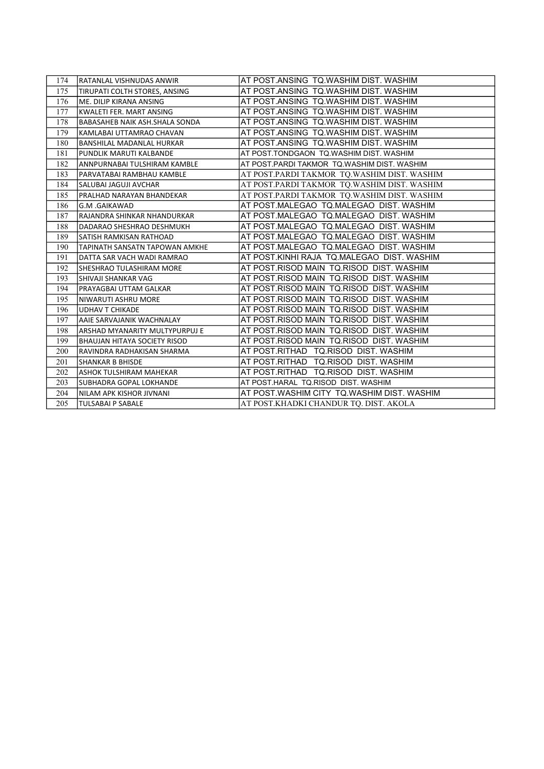| | | |
|---|---|---|
| 174 | RATANLAL VISHNUDAS ANWIR | AT POST.ANSING TQ.WASHIM DIST. WASHIM |
| 175 | TIRUPATI COLTH STORES, ANSING | AT POST.ANSING TQ.WASHIM DIST. WASHIM |
| 176 | ME. DILIP KIRANA ANSING | AT POST.ANSING TQ.WASHIM DIST. WASHIM |
| 177 | KWALETI FER. MART ANSING | AT POST.ANSING TQ.WASHIM DIST. WASHIM |
| 178 | BABASAHEB NAIK ASH.SHALA SONDA | AT POST.ANSING TQ.WASHIM DIST. WASHIM |
| 179 | KAMLABAI UTTAMRAO CHAVAN | AT POST.ANSING TQ.WASHIM DIST. WASHIM |
| 180 | BANSHILAL MADANLAL HURKAR | AT POST.ANSING TQ.WASHIM DIST. WASHIM |
| 181 | PUNDLIK MARUTI KALBANDE | AT POST.TONDGAON TQ.WASHIM DIST. WASHIM |
| 182 | ANNPURNABAI TULSHIRAM KAMBLE | AT POST.PARDI TAKMOR TQ.WASHIM DIST. WASHIM |
| 183 | PARVATABAI RAMBHAU KAMBLE | AT POST.PARDI TAKMOR TQ.WASHIM DIST. WASHIM |
| 184 | SALUBAI JAGUJI AVCHAR | AT POST.PARDI TAKMOR TQ.WASHIM DIST. WASHIM |
| 185 | PRALHAD NARAYAN BHANDEKAR | AT POST.PARDI TAKMOR TQ.WASHIM DIST. WASHIM |
| 186 | G.M .GAIKAWAD | AT POST.MALEGAO TQ.MALEGAO DIST. WASHIM |
| 187 | RAJANDRA SHINKAR NHANDURKAR | AT POST.MALEGAO TQ.MALEGAO DIST. WASHIM |
| 188 | DADARAO SHESHRAO DESHMUKH | AT POST.MALEGAO TQ.MALEGAO DIST. WASHIM |
| 189 | SATISH RAMKISAN RATHOAD | AT POST.MALEGAO TQ.MALEGAO DIST. WASHIM |
| 190 | TAPINATH SANSATN TAPOWAN AMKHE | AT POST.MALEGAO TQ.MALEGAO DIST. WASHIM |
| 191 | DATTA SAR VACH WADI RAMRAO | AT POST.KINHI RAJA TQ.MALEGAO DIST. WASHIM |
| 192 | SHESHRAO TULASHIRAM MORE | AT POST.RISOD MAIN TQ.RISOD DIST. WASHIM |
| 193 | SHIVAJI SHANKAR VAG | AT POST.RISOD MAIN TQ.RISOD DIST. WASHIM |
| 194 | PRAYAGBAI UTTAM GALKAR | AT POST.RISOD MAIN TQ.RISOD DIST. WASHIM |
| 195 | NIWARUTI ASHRU MORE | AT POST.RISOD MAIN TQ.RISOD DIST. WASHIM |
| 196 | UDHAV T CHIKADE | AT POST.RISOD MAIN TQ.RISOD DIST. WASHIM |
| 197 | AAIE SARVAJANIK WACHNALAY | AT POST.RISOD MAIN TQ.RISOD DIST. WASHIM |
| 198 | ARSHAD MYANARITY MULTYPURPUJ E | AT POST.RISOD MAIN TQ.RISOD DIST. WASHIM |
| 199 | BHAUJAN HITAYA SOCIETY RISOD | AT POST.RISOD MAIN TQ.RISOD DIST. WASHIM |
| 200 | RAVINDRA RADHAKISAN SHARMA | AT POST.RITHAD TQ.RISOD DIST. WASHIM |
| 201 | SHANKAR B BHISDE | AT POST.RITHAD TQ.RISOD DIST. WASHIM |
| 202 | ASHOK TULSHIRAM MAHEKAR | AT POST.RITHAD TQ.RISOD DIST. WASHIM |
| 203 | SUBHADRA GOPAL LOKHANDE | AT POST.HARAL TQ.RISOD DIST. WASHIM |
| 204 | NILAM APK KISHOR JIVNANI | AT POST.WASHIM CITY TQ.WASHIM DIST. WASHIM |
| 205 | TULSABAI P SABALE | AT POST.KHADKI CHANDUR TQ. DIST. AKOLA |